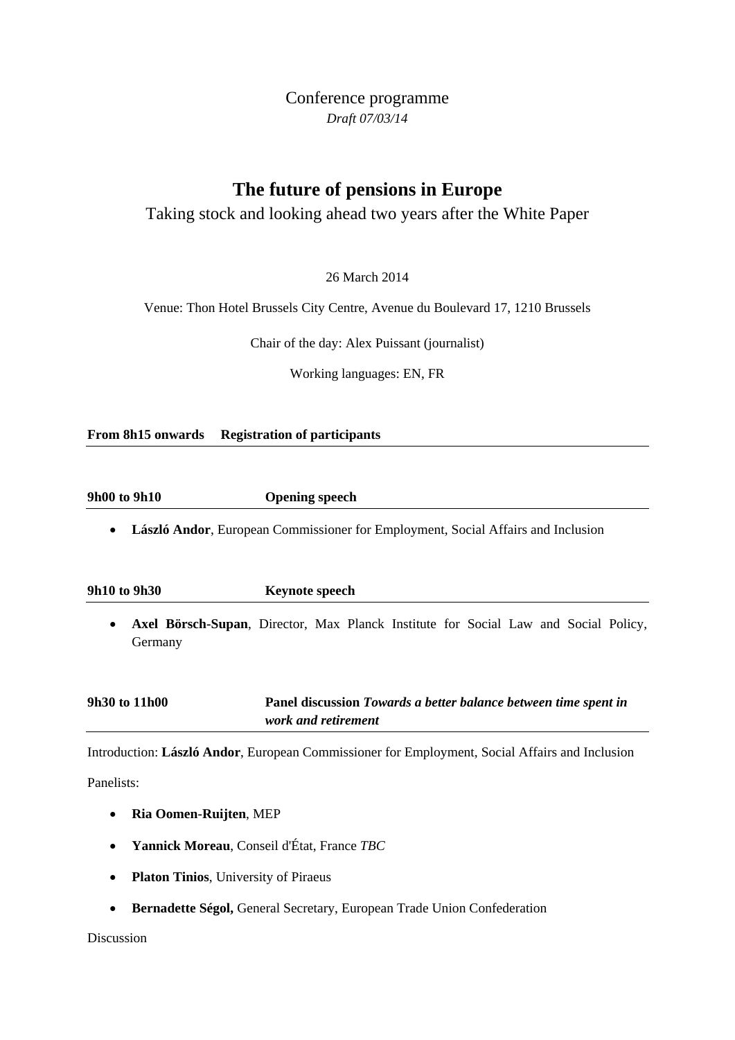Conference programme

*Draft 07/03/14*

# The future of pensions in Europe

Taking stock and looking ahead two years after the White Paper

26 March 2014

Venue: Thon Hotel Brussels City Centre, Avenue du Boulevard 17, 1210 Brussels

Chair of the day: Alex Puissant (journalist)

Working languages: EN, FR

**From 8h15 onwards Registration of participants**

---

**9h00 to 9h10 Opening speech**

---

- **László Andor**, European Commissioner for Employment, Social Affairs and Inclusion

**9h10 to 9h30 Keynote speech**

---

- **Axel Börsch-Supan**, Director, Max Planck Institute for Social Law and Social Policy, Germany

**9h30 to 11h00 Panel discussion *Towards a better balance between time spent in work and retirement***

---

Introduction: **László Andor**, European Commissioner for Employment, Social Affairs and Inclusion

Panelists:

- **Ria Oomen-Ruijten**, MEP
- **Yannick Moreau**, Conseil d'État, France *TBC*
- **Platon Tinios**, University of Piraeus
- **Bernadette Ségol,** General Secretary, European Trade Union Confederation

Discussion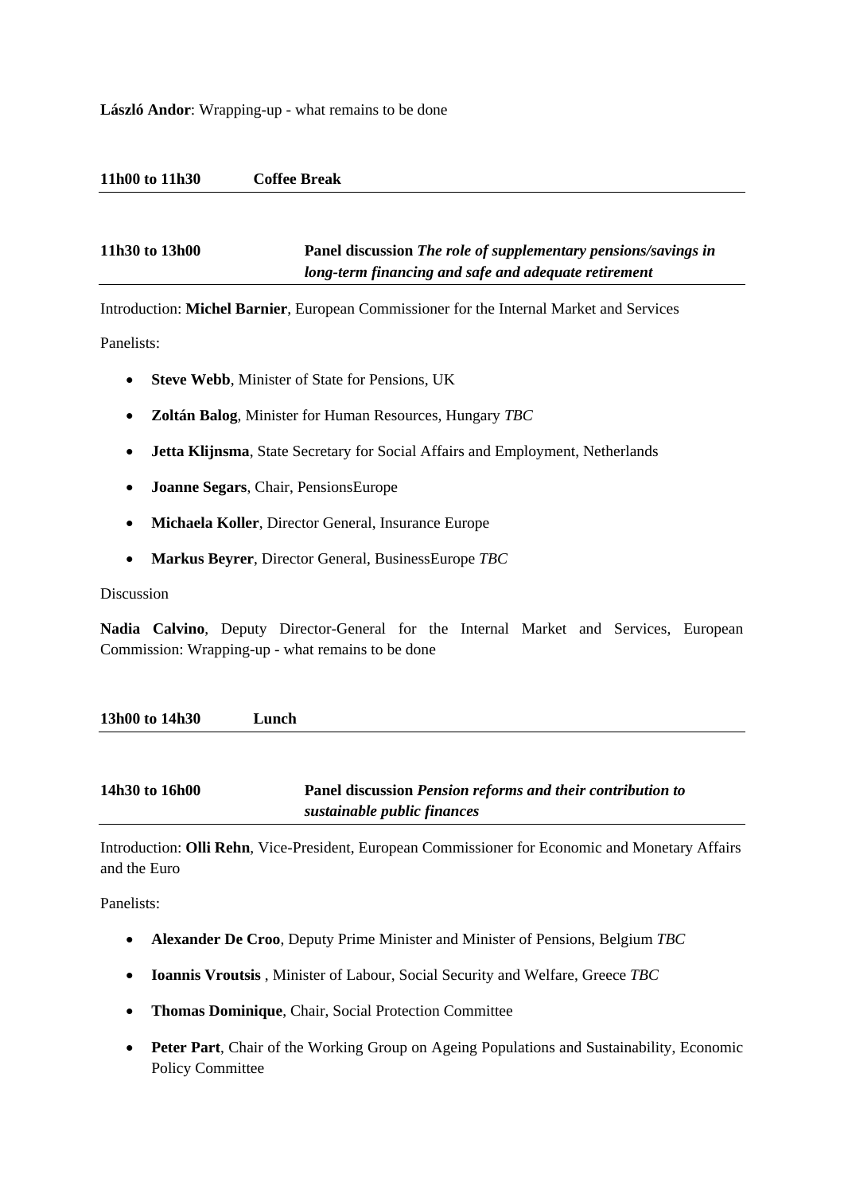**László Andor**: Wrapping-up - what remains to be done

**11h00 to 11h30 Coffee Break**

---

**11h30 to 13h00 Panel discussion *The role of supplementary pensions/savings in long-term financing and safe and adequate retirement***

---

Introduction: **Michel Barnier**, European Commissioner for the Internal Market and Services

Panelists:

- **Steve Webb**, Minister of State for Pensions, UK
- **Zoltán Balog**, Minister for Human Resources, Hungary *TBC*
- **Jetta Klijnsma**, State Secretary for Social Affairs and Employment, Netherlands
- **Joanne Segars**, Chair, PensionsEurope
- **Michaela Koller**, Director General, Insurance Europe
- **Markus Beyrer**, Director General, BusinessEurope *TBC*

Discussion

**Nadia Calvino**, Deputy Director-General for the Internal Market and Services, European Commission: Wrapping-up - what remains to be done

**13h00 to 14h30 Lunch**

---

**14h30 to 16h00 Panel discussion *Pension reforms and their contribution to sustainable public finances***

---

Introduction: **Olli Rehn**, Vice-President, European Commissioner for Economic and Monetary Affairs and the Euro

Panelists:

- **Alexander De Croo**, Deputy Prime Minister and Minister of Pensions, Belgium *TBC*
- **Ioannis Vroutsis** , Minister of Labour, Social Security and Welfare, Greece *TBC*
- **Thomas Dominique**, Chair, Social Protection Committee
- **Peter Part**, Chair of the Working Group on Ageing Populations and Sustainability, Economic Policy Committee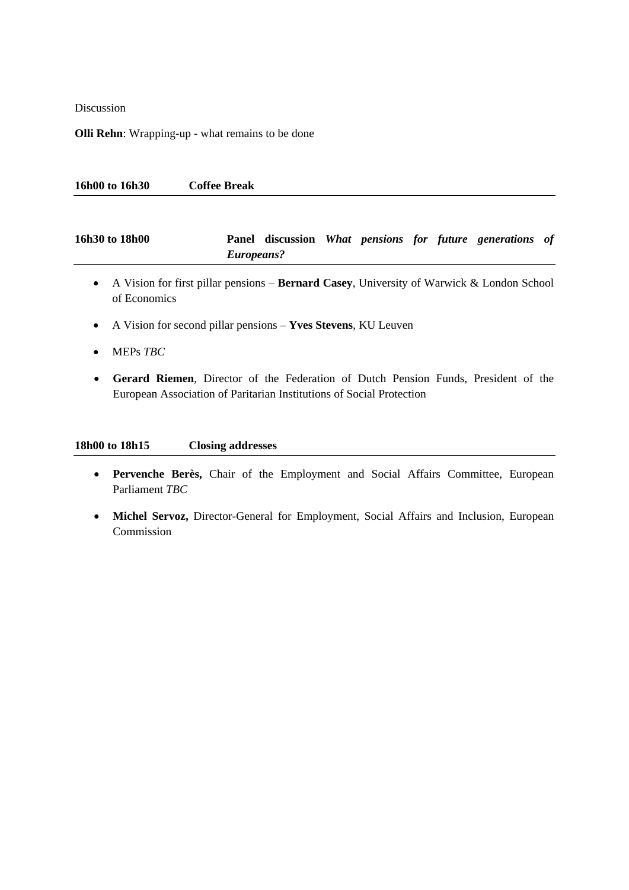Discussion

**Olli Rehn**: Wrapping-up - what remains to be done

**16h00 to 16h30 Coffee Break**

---

**16h30 to 18h00 Panel discussion *What pensions for future generations of Europeans?***

---

- A Vision for first pillar pensions – **Bernard Casey**, University of Warwick & London School of Economics
- A Vision for second pillar pensions – **Yves Stevens**, KU Leuven
- MEPs *TBC*
- **Gerard Riemen**, Director of the Federation of Dutch Pension Funds, President of the European Association of Paritarian Institutions of Social Protection

**18h00 to 18h15 Closing addresses**

---

- **Pervenche Berès,** Chair of the Employment and Social Affairs Committee, European Parliament *TBC*
- **Michel Servoz,** Director-General for Employment, Social Affairs and Inclusion, European Commission